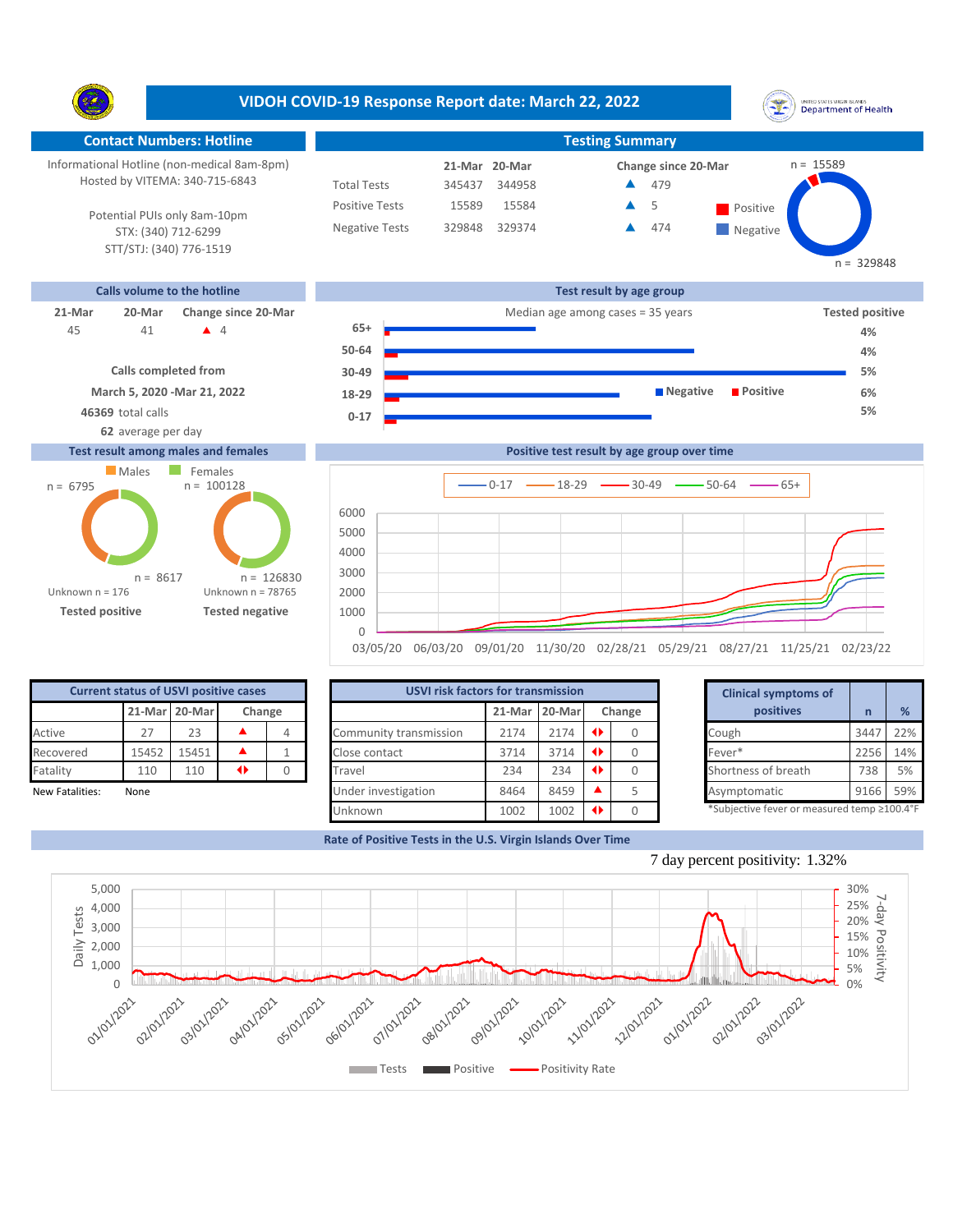# VIDOH COVID-19 Response Report date: March 22, 2022

## Contact Numbers: Hotline

Informational Hotline (non-medical 8am-8pm)
Hosted by VITEMA: 340-715-6843

Potential PUIs only 8am-10pm
STX: (340) 712-6299
STT/STJ: (340) 776-1519

## Testing Summary

| | 21-Mar | 20-Mar | Change since 20-Mar |
|---|---|---|---|
| Total Tests | 345437 | 344958 | ▲ 479 |
| Positive Tests | 15589 | 15584 | ▲ 5 |
| Negative Tests | 329848 | 329374 | ▲ 474 |

Positive n = 15589; Negative n = 329848

## Calls volume to the hotline

| 21-Mar | 20-Mar | Change since 20-Mar |
|---|---|---|
| 45 | 41 | ▲ 4 |

**Calls completed from**
**March 5, 2020 -Mar 21, 2022**
**46369** total calls
**62** average per day

## Test result by age group

Median age among cases = 35 years

| Age group | Tested positive |
|---|---|
| 65+ | 4% |
| 50-64 | 4% |
| 30-49 | 5% |
| 18-29 | 6% |
| 0-17 | 5% |

## Test result among males and females

| | Males | Females |
|---|---|---|
| Tested positive | n = 6795 | n = 8617 |
| Tested negative | n = 100128 | n = 126830 |

Tested positive: Unknown n = 176
Tested negative: Unknown n = 78765

## Positive test result by age group over time

Legend: 0-17, 18-29, 30-49, 50-64, 65+

## Current status of USVI positive cases

| | 21-Mar | 20-Mar | Change | |
|---|---|---|---|---|
| Active | 27 | 23 | ▲ | 4 |
| Recovered | 15452 | 15451 | ▲ | 1 |
| Fatality | 110 | 110 | ◆ | 0 |

New Fatalities: None

## USVI risk factors for transmission

| | 21-Mar | 20-Mar | Change | |
|---|---|---|---|---|
| Community transmission | 2174 | 2174 | ◆ | 0 |
| Close contact | 3714 | 3714 | ◆ | 0 |
| Travel | 234 | 234 | ◆ | 0 |
| Under investigation | 8464 | 8459 | ▲ | 5 |
| Unknown | 1002 | 1002 | ◆ | 0 |

## Clinical symptoms of positives

| | n | % |
|---|---|---|
| Cough | 3447 | 22% |
| Fever* | 2256 | 14% |
| Shortness of breath | 738 | 5% |
| Asymptomatic | 9166 | 59% |

*Subjective fever or measured temp ≥100.4°F

## Rate of Positive Tests in the U.S. Virgin Islands Over Time

7 day percent positivity: 1.32%

Legend: Tests, Positive, Positivity Rate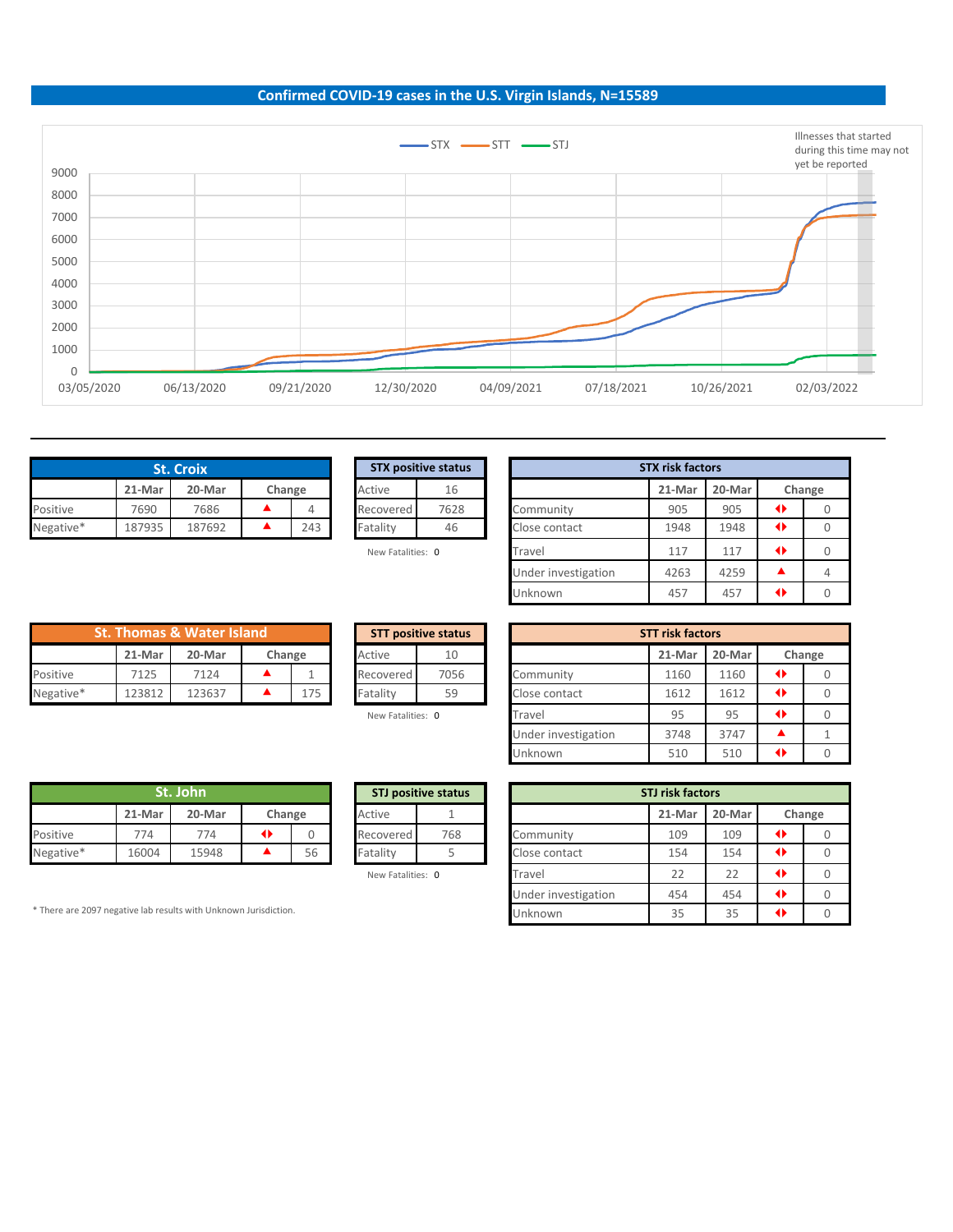## Confirmed COVID-19 cases in the U.S. Virgin Islands, N=15589

STX STT STJ

Illnesses that started during this time may not yet be reported

9000
8000
7000
6000
5000
4000
3000
2000
1000
0

03/05/2020 06/13/2020 09/21/2020 12/30/2020 04/09/2021 07/18/2021 10/26/2021 02/03/2022

| St. Croix | 21-Mar | 20-Mar | Change | |
|---|---|---|---|---|
| Positive | 7690 | 7686 | ▲ | 4 |
| Negative* | 187935 | 187692 | ▲ | 243 |

| STX positive status | |
|---|---|
| Active | 16 |
| Recovered | 7628 |
| Fatality | 46 |

New Fatalities: 0

| STX risk factors | 21-Mar | 20-Mar | Change | |
|---|---|---|---|---|
| Community | 905 | 905 | ◆ | 0 |
| Close contact | 1948 | 1948 | ◆ | 0 |
| Travel | 117 | 117 | ◆ | 0 |
| Under investigation | 4263 | 4259 | ▲ | 4 |
| Unknown | 457 | 457 | ◆ | 0 |

| St. Thomas & Water Island | 21-Mar | 20-Mar | Change | |
|---|---|---|---|---|
| Positive | 7125 | 7124 | ▲ | 1 |
| Negative* | 123812 | 123637 | ▲ | 175 |

| STT positive status | |
|---|---|
| Active | 10 |
| Recovered | 7056 |
| Fatality | 59 |

New Fatalities: 0

| STT risk factors | 21-Mar | 20-Mar | Change | |
|---|---|---|---|---|
| Community | 1160 | 1160 | ◆ | 0 |
| Close contact | 1612 | 1612 | ◆ | 0 |
| Travel | 95 | 95 | ◆ | 0 |
| Under investigation | 3748 | 3747 | ▲ | 1 |
| Unknown | 510 | 510 | ◆ | 0 |

| St. John | 21-Mar | 20-Mar | Change | |
|---|---|---|---|---|
| Positive | 774 | 774 | ◆ | 0 |
| Negative* | 16004 | 15948 | ▲ | 56 |

| STJ positive status | |
|---|---|
| Active | 1 |
| Recovered | 768 |
| Fatality | 5 |

New Fatalities: 0

| STJ risk factors | 21-Mar | 20-Mar | Change | |
|---|---|---|---|---|
| Community | 109 | 109 | ◆ | 0 |
| Close contact | 154 | 154 | ◆ | 0 |
| Travel | 22 | 22 | ◆ | 0 |
| Under investigation | 454 | 454 | ◆ | 0 |
| Unknown | 35 | 35 | ◆ | 0 |

* There are 2097 negative lab results with Unknown Jurisdiction.